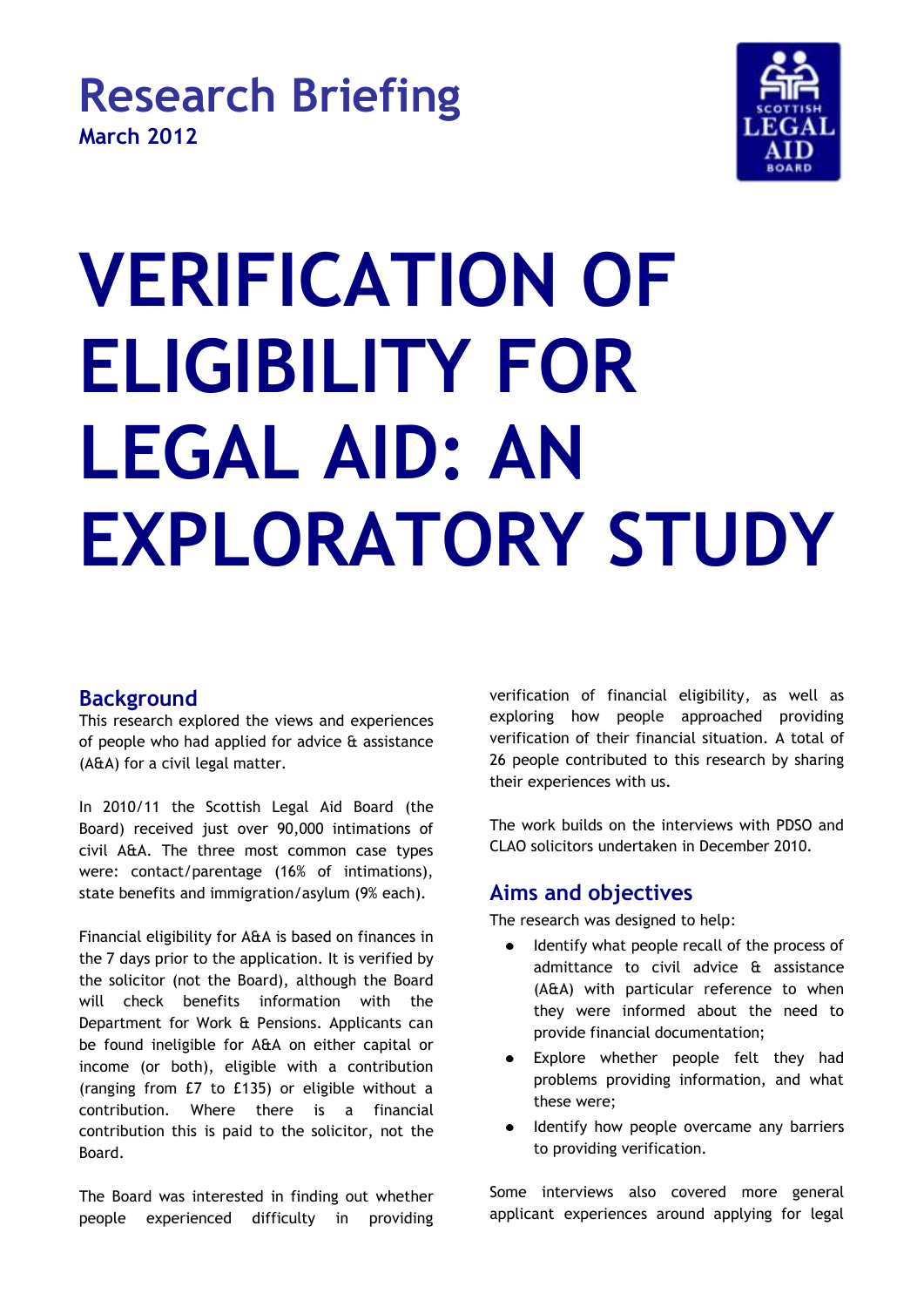Research Briefing
**March 2012**

# VERIFICATION OF ELIGIBILITY FOR LEGAL AID: AN EXPLORATORY STUDY

## Background

This research explored the views and experiences of people who had applied for advice & assistance (A&A) for a civil legal matter.

In 2010/11 the Scottish Legal Aid Board (the Board) received just over 90,000 intimations of civil A&A. The three most common case types were: contact/parentage (16% of intimations), state benefits and immigration/asylum (9% each).

Financial eligibility for A&A is based on finances in the 7 days prior to the application. It is verified by the solicitor (not the Board), although the Board will check benefits information with the Department for Work & Pensions. Applicants can be found ineligible for A&A on either capital or income (or both), eligible with a contribution (ranging from £7 to £135) or eligible without a contribution. Where there is a financial contribution this is paid to the solicitor, not the Board.

The Board was interested in finding out whether people experienced difficulty in providing verification of financial eligibility, as well as exploring how people approached providing verification of their financial situation. A total of 26 people contributed to this research by sharing their experiences with us.

The work builds on the interviews with PDSO and CLAO solicitors undertaken in December 2010.

## Aims and objectives

The research was designed to help:

- Identify what people recall of the process of admittance to civil advice & assistance (A&A) with particular reference to when they were informed about the need to provide financial documentation;
- Explore whether people felt they had problems providing information, and what these were;
- Identify how people overcame any barriers to providing verification.

Some interviews also covered more general applicant experiences around applying for legal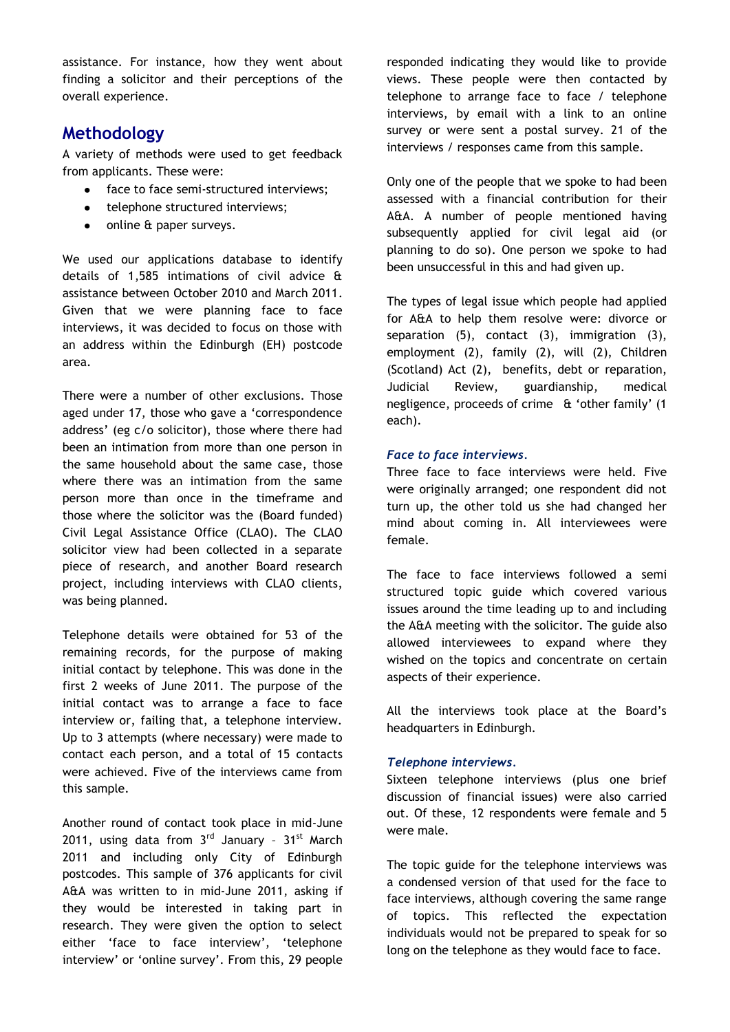assistance. For instance, how they went about finding a solicitor and their perceptions of the overall experience.

## Methodology

A variety of methods were used to get feedback from applicants. These were:

- face to face semi-structured interviews;
- telephone structured interviews;
- online & paper surveys.

We used our applications database to identify details of 1,585 intimations of civil advice & assistance between October 2010 and March 2011. Given that we were planning face to face interviews, it was decided to focus on those with an address within the Edinburgh (EH) postcode area.

There were a number of other exclusions. Those aged under 17, those who gave a 'correspondence address' (eg c/o solicitor), those where there had been an intimation from more than one person in the same household about the same case, those where there was an intimation from the same person more than once in the timeframe and those where the solicitor was the (Board funded) Civil Legal Assistance Office (CLAO). The CLAO solicitor view had been collected in a separate piece of research, and another Board research project, including interviews with CLAO clients, was being planned.

Telephone details were obtained for 53 of the remaining records, for the purpose of making initial contact by telephone. This was done in the first 2 weeks of June 2011. The purpose of the initial contact was to arrange a face to face interview or, failing that, a telephone interview. Up to 3 attempts (where necessary) were made to contact each person, and a total of 15 contacts were achieved. Five of the interviews came from this sample.

Another round of contact took place in mid-June 2011, using data from 3rd January – 31st March 2011 and including only City of Edinburgh postcodes. This sample of 376 applicants for civil A&A was written to in mid-June 2011, asking if they would be interested in taking part in research. They were given the option to select either 'face to face interview', 'telephone interview' or 'online survey'. From this, 29 people responded indicating they would like to provide views. These people were then contacted by telephone to arrange face to face / telephone interviews, by email with a link to an online survey or were sent a postal survey. 21 of the interviews / responses came from this sample.

Only one of the people that we spoke to had been assessed with a financial contribution for their A&A. A number of people mentioned having subsequently applied for civil legal aid (or planning to do so). One person we spoke to had been unsuccessful in this and had given up.

The types of legal issue which people had applied for A&A to help them resolve were: divorce or separation (5), contact (3), immigration (3), employment (2), family (2), will (2), Children (Scotland) Act (2), benefits, debt or reparation, Judicial Review, guardianship, medical negligence, proceeds of crime & 'other family' (1 each).

### *Face to face interviews.*

Three face to face interviews were held. Five were originally arranged; one respondent did not turn up, the other told us she had changed her mind about coming in. All interviewees were female.

The face to face interviews followed a semi structured topic guide which covered various issues around the time leading up to and including the A&A meeting with the solicitor. The guide also allowed interviewees to expand where they wished on the topics and concentrate on certain aspects of their experience.

All the interviews took place at the Board's headquarters in Edinburgh.

### *Telephone interviews.*

Sixteen telephone interviews (plus one brief discussion of financial issues) were also carried out. Of these, 12 respondents were female and 5 were male.

The topic guide for the telephone interviews was a condensed version of that used for the face to face interviews, although covering the same range of topics. This reflected the expectation individuals would not be prepared to speak for so long on the telephone as they would face to face.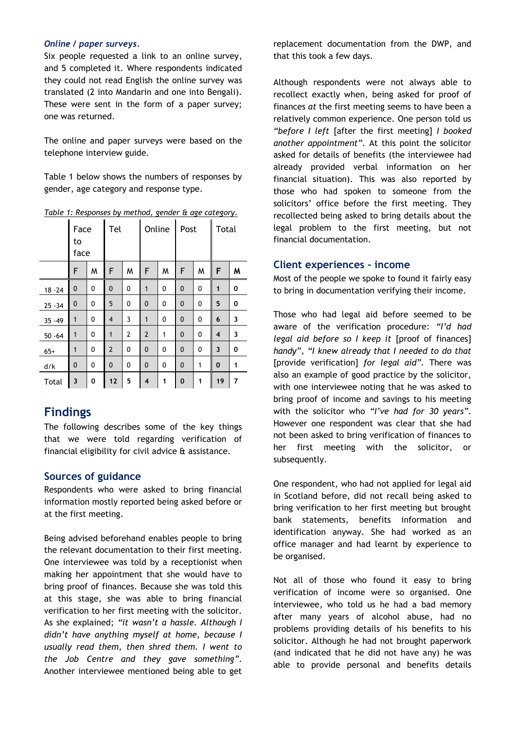*Online / paper surveys.*

Six people requested a link to an online survey, and 5 completed it. Where respondents indicated they could not read English the online survey was translated (2 into Mandarin and one into Bengali). These were sent in the form of a paper survey; one was returned.

The online and paper surveys were based on the telephone interview guide.

Table 1 below shows the numbers of responses by gender, age category and response type.

*Table 1: Responses by method, gender & age category.*

| | Face to face | | Tel | | Online | | Post | | Total | |
|---|---|---|---|---|---|---|---|---|---|---|
| | F | M | F | M | F | M | F | M | **F** | **M** |
| 18 -24 | 0 | 0 | 0 | 0 | 1 | 0 | 0 | 0 | **1** | **0** |
| 25 -34 | 0 | 0 | 5 | 0 | 0 | 0 | 0 | 0 | **5** | **0** |
| 35 -49 | 1 | 0 | 4 | 3 | 1 | 0 | 0 | 0 | **6** | **3** |
| 50 -64 | 1 | 0 | 1 | 2 | 2 | 1 | 0 | 0 | **4** | **3** |
| 65+ | 1 | 0 | 2 | 0 | 0 | 0 | 0 | 0 | **3** | **0** |
| d/k | 0 | 0 | 0 | 0 | 0 | 0 | 0 | 1 | **0** | **1** |
| Total | **3** | **0** | **12** | **5** | **4** | **1** | **0** | **1** | **19** | **7** |

# Findings

The following describes some of the key things that we were told regarding verification of financial eligibility for civil advice & assistance.

## Sources of guidance

Respondents who were asked to bring financial information mostly reported being asked before or at the first meeting.

Being advised beforehand enables people to bring the relevant documentation to their first meeting. One interviewee was told by a receptionist when making her appointment that she would have to bring proof of finances. Because she was told this at this stage, she was able to bring financial verification to her first meeting with the solicitor. As she explained; *"it wasn't a hassle. Although I didn't have anything myself at home, because I usually read them, then shred them. I went to the Job Centre and they gave something".* Another interviewee mentioned being able to get replacement documentation from the DWP, and that this took a few days.

Although respondents were not always able to recollect exactly when, being asked for proof of finances *at* the first meeting seems to have been a relatively common experience. One person told us *"before I left* [after the first meeting] *I booked another appointment".* At this point the solicitor asked for details of benefits (the interviewee had already provided verbal information on her financial situation). This was also reported by those who had spoken to someone from the solicitors' office before the first meeting. They recollected being asked to bring details about the legal problem to the first meeting, but not financial documentation.

## Client experiences - income

Most of the people we spoke to found it fairly easy to bring in documentation verifying their income.

Those who had legal aid before seemed to be aware of the verification procedure: *"I'd had legal aid before so I keep it* [proof of finances] *handy", "I knew already that I needed to do that* [provide verification] *for legal aid".* There was also an example of good practice by the solicitor, with one interviewee noting that he was asked to bring proof of income and savings to his meeting with the solicitor who *"I've had for 30 years".* However one respondent was clear that she had not been asked to bring verification of finances to her first meeting with the solicitor, or subsequently.

One respondent, who had not applied for legal aid in Scotland before, did not recall being asked to bring verification to her first meeting but brought bank statements, benefits information and identification anyway. She had worked as an office manager and had learnt by experience to be organised.

Not all of those who found it easy to bring verification of income were so organised. One interviewee, who told us he had a bad memory after many years of alcohol abuse, had no problems providing details of his benefits to his solicitor. Although he had not brought paperwork (and indicated that he did not have any) he was able to provide personal and benefits details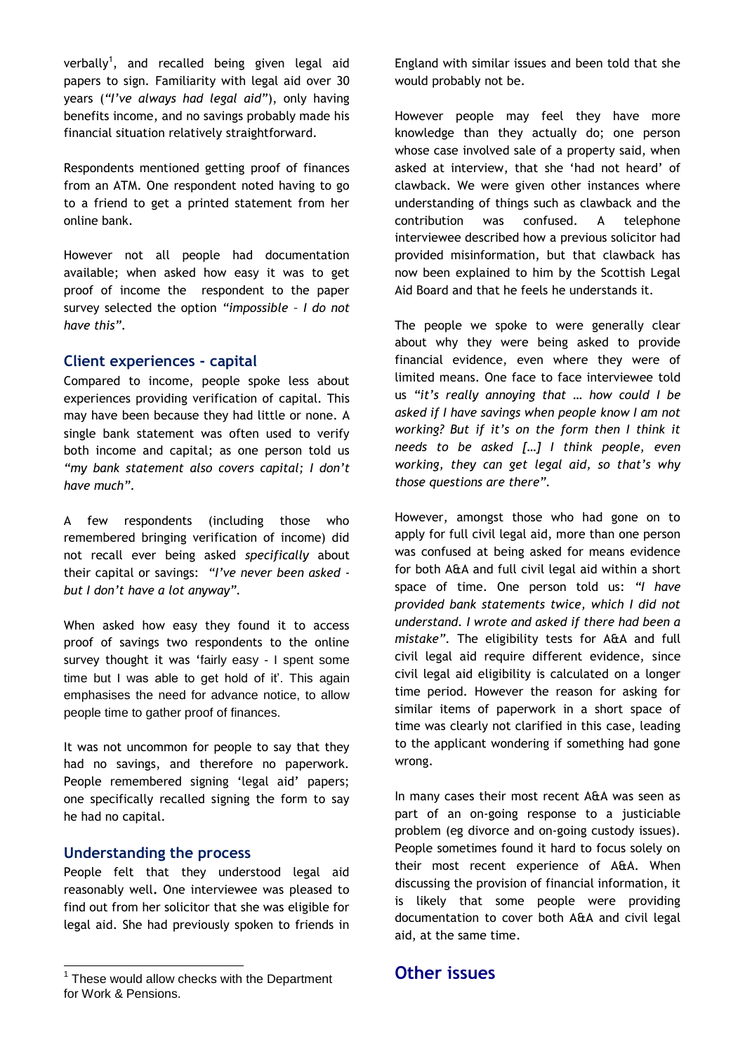verbally[1], and recalled being given legal aid papers to sign. Familiarity with legal aid over 30 years (*"I've always had legal aid"*), only having benefits income, and no savings probably made his financial situation relatively straightforward.

Respondents mentioned getting proof of finances from an ATM. One respondent noted having to go to a friend to get a printed statement from her online bank.

However not all people had documentation available; when asked how easy it was to get proof of income the respondent to the paper survey selected the option *"impossible – I do not have this"*.

### Client experiences - capital

Compared to income, people spoke less about experiences providing verification of capital. This may have been because they had little or none. A single bank statement was often used to verify both income and capital; as one person told us *"my bank statement also covers capital; I don't have much"*.

A few respondents (including those who remembered bringing verification of income) did not recall ever being asked *specifically* about their capital or savings: *"I've never been asked - but I don't have a lot anyway"*.

When asked how easy they found it to access proof of savings two respondents to the online survey thought it was 'fairly easy - I spent some time but I was able to get hold of it'. This again emphasises the need for advance notice, to allow people time to gather proof of finances.

It was not uncommon for people to say that they had no savings, and therefore no paperwork. People remembered signing 'legal aid' papers; one specifically recalled signing the form to say he had no capital.

### Understanding the process

People felt that they understood legal aid reasonably well. One interviewee was pleased to find out from her solicitor that she was eligible for legal aid. She had previously spoken to friends in England with similar issues and been told that she would probably not be.

However people may feel they have more knowledge than they actually do; one person whose case involved sale of a property said, when asked at interview, that she 'had not heard' of clawback. We were given other instances where understanding of things such as clawback and the contribution was confused. A telephone interviewee described how a previous solicitor had provided misinformation, but that clawback has now been explained to him by the Scottish Legal Aid Board and that he feels he understands it.

The people we spoke to were generally clear about why they were being asked to provide financial evidence, even where they were of limited means. One face to face interviewee told us *"it's really annoying that … how could I be asked if I have savings when people know I am not working? But if it's on the form then I think it needs to be asked […] I think people, even working, they can get legal aid, so that's why those questions are there"*.

However, amongst those who had gone on to apply for full civil legal aid, more than one person was confused at being asked for means evidence for both A&A and full civil legal aid within a short space of time. One person told us: *"I have provided bank statements twice, which I did not understand. I wrote and asked if there had been a mistake"*. The eligibility tests for A&A and full civil legal aid require different evidence, since civil legal aid eligibility is calculated on a longer time period. However the reason for asking for similar items of paperwork in a short space of time was clearly not clarified in this case, leading to the applicant wondering if something had gone wrong.

In many cases their most recent A&A was seen as part of an on-going response to a justiciable problem (eg divorce and on-going custody issues). People sometimes found it hard to focus solely on their most recent experience of A&A. When discussing the provision of financial information, it is likely that some people were providing documentation to cover both A&A and civil legal aid, at the same time.

## Other issues

[1] These would allow checks with the Department for Work & Pensions.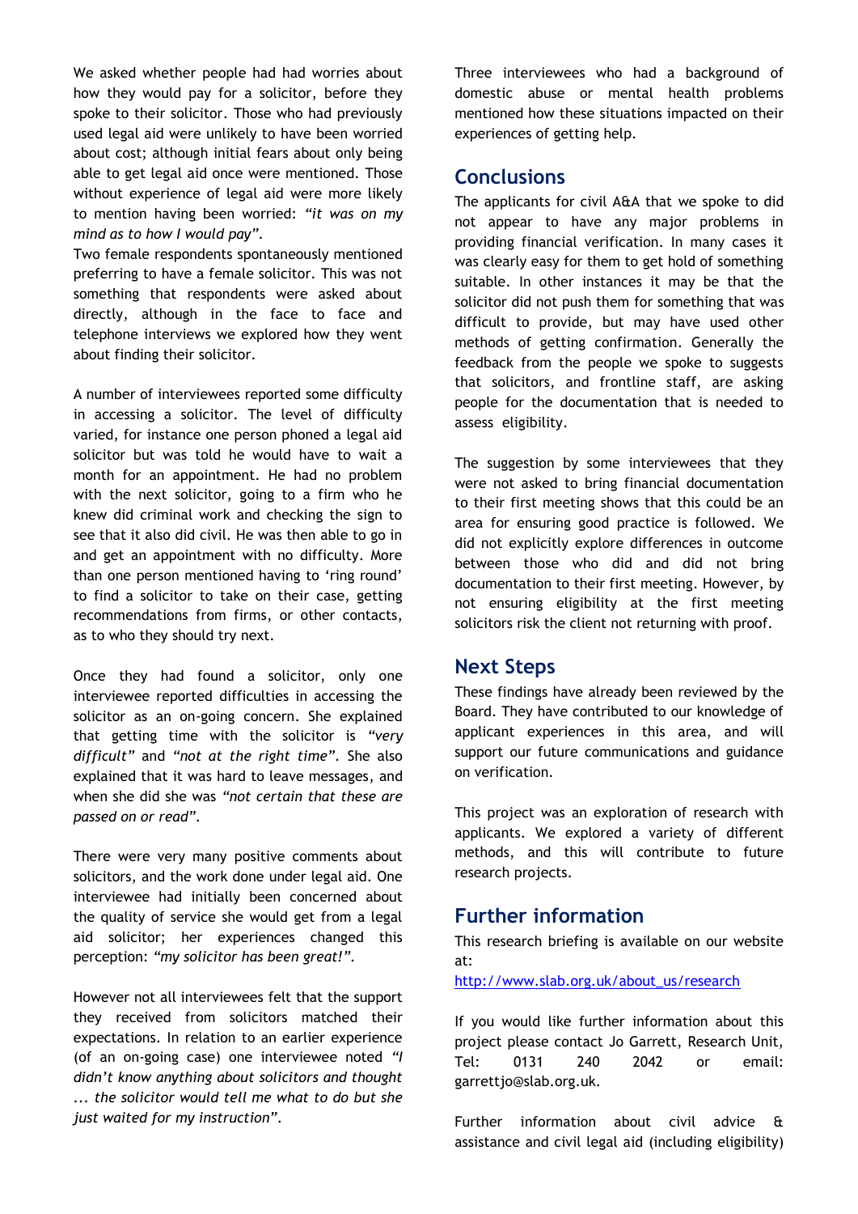We asked whether people had had worries about how they would pay for a solicitor, before they spoke to their solicitor. Those who had previously used legal aid were unlikely to have been worried about cost; although initial fears about only being able to get legal aid once were mentioned. Those without experience of legal aid were more likely to mention having been worried: *"it was on my mind as to how I would pay"*.

Two female respondents spontaneously mentioned preferring to have a female solicitor. This was not something that respondents were asked about directly, although in the face to face and telephone interviews we explored how they went about finding their solicitor.

A number of interviewees reported some difficulty in accessing a solicitor. The level of difficulty varied, for instance one person phoned a legal aid solicitor but was told he would have to wait a month for an appointment. He had no problem with the next solicitor, going to a firm who he knew did criminal work and checking the sign to see that it also did civil. He was then able to go in and get an appointment with no difficulty. More than one person mentioned having to 'ring round' to find a solicitor to take on their case, getting recommendations from firms, or other contacts, as to who they should try next.

Once they had found a solicitor, only one interviewee reported difficulties in accessing the solicitor as an on-going concern. She explained that getting time with the solicitor is *"very difficult"* and *"not at the right time"*. She also explained that it was hard to leave messages, and when she did she was *"not certain that these are passed on or read"*.

There were very many positive comments about solicitors, and the work done under legal aid. One interviewee had initially been concerned about the quality of service she would get from a legal aid solicitor; her experiences changed this perception: *"my solicitor has been great!"*.

However not all interviewees felt that the support they received from solicitors matched their expectations. In relation to an earlier experience (of an on-going case) one interviewee noted *"I didn't know anything about solicitors and thought ... the solicitor would tell me what to do but she just waited for my instruction"*.

Three interviewees who had a background of domestic abuse or mental health problems mentioned how these situations impacted on their experiences of getting help.

## Conclusions

The applicants for civil A&A that we spoke to did not appear to have any major problems in providing financial verification. In many cases it was clearly easy for them to get hold of something suitable. In other instances it may be that the solicitor did not push them for something that was difficult to provide, but may have used other methods of getting confirmation. Generally the feedback from the people we spoke to suggests that solicitors, and frontline staff, are asking people for the documentation that is needed to assess eligibility.

The suggestion by some interviewees that they were not asked to bring financial documentation to their first meeting shows that this could be an area for ensuring good practice is followed. We did not explicitly explore differences in outcome between those who did and did not bring documentation to their first meeting. However, by not ensuring eligibility at the first meeting solicitors risk the client not returning with proof.

## Next Steps

These findings have already been reviewed by the Board. They have contributed to our knowledge of applicant experiences in this area, and will support our future communications and guidance on verification.

This project was an exploration of research with applicants. We explored a variety of different methods, and this will contribute to future research projects.

## Further information

This research briefing is available on our website at:
http://www.slab.org.uk/about_us/research

If you would like further information about this project please contact Jo Garrett, Research Unit, Tel: 0131 240 2042 or email: garrettjo@slab.org.uk.

Further information about civil advice & assistance and civil legal aid (including eligibility)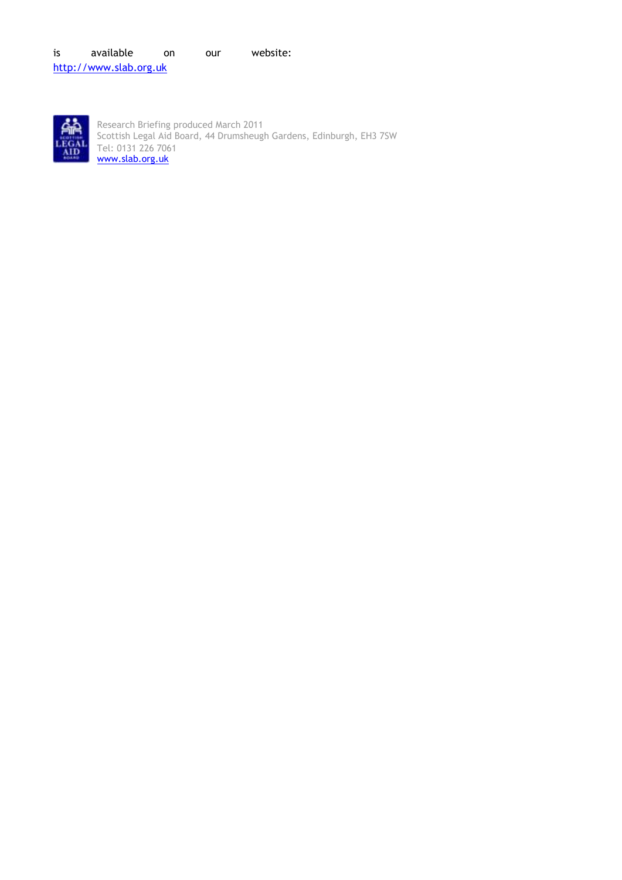is available on our website: http://www.slab.org.uk

Research Briefing produced March 2011
Scottish Legal Aid Board, 44 Drumsheugh Gardens, Edinburgh, EH3 7SW
Tel: 0131 226 7061
www.slab.org.uk